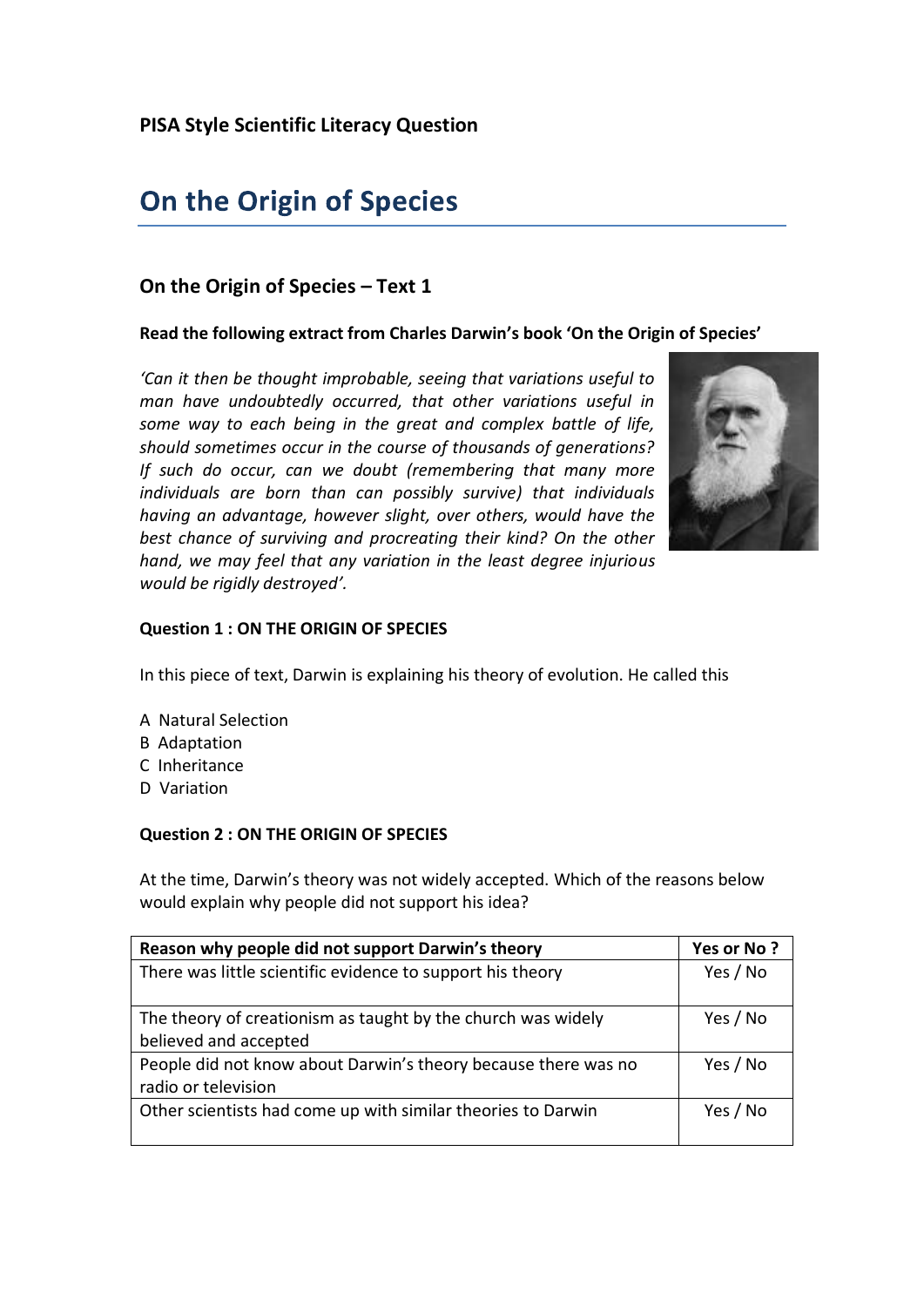### PISA Style Scientific Literacy Question

# On the Origin of Species

## On the Origin of Species – Text 1

**Read the following extract from Charles Darwin's book 'On the Origin of Species'**

*'Can it then be thought improbable, seeing that variations useful to man have undoubtedly occurred, that other variations useful in some way to each being in the great and complex battle of life, should sometimes occur in the course of thousands of generations? If such do occur, can we doubt (remembering that many more individuals are born than can possibly survive) that individuals having an advantage, however slight, over others, would have the best chance of surviving and procreating their kind? On the other hand, we may feel that any variation in the least degree injurious would be rigidly destroyed'.*

**Question 1 : ON THE ORIGIN OF SPECIES**

In this piece of text, Darwin is explaining his theory of evolution. He called this

A Natural Selection
B Adaptation
C Inheritance
D Variation

**Question 2 : ON THE ORIGIN OF SPECIES**

At the time, Darwin's theory was not widely accepted. Which of the reasons below would explain why people did not support his idea?

| Reason why people did not support Darwin's theory | Yes or No ? |
| --- | --- |
| There was little scientific evidence to support his theory | Yes / No |
| The theory of creationism as taught by the church was widely believed and accepted | Yes / No |
| People did not know about Darwin's theory because there was no radio or television | Yes / No |
| Other scientists had come up with similar theories to Darwin | Yes / No |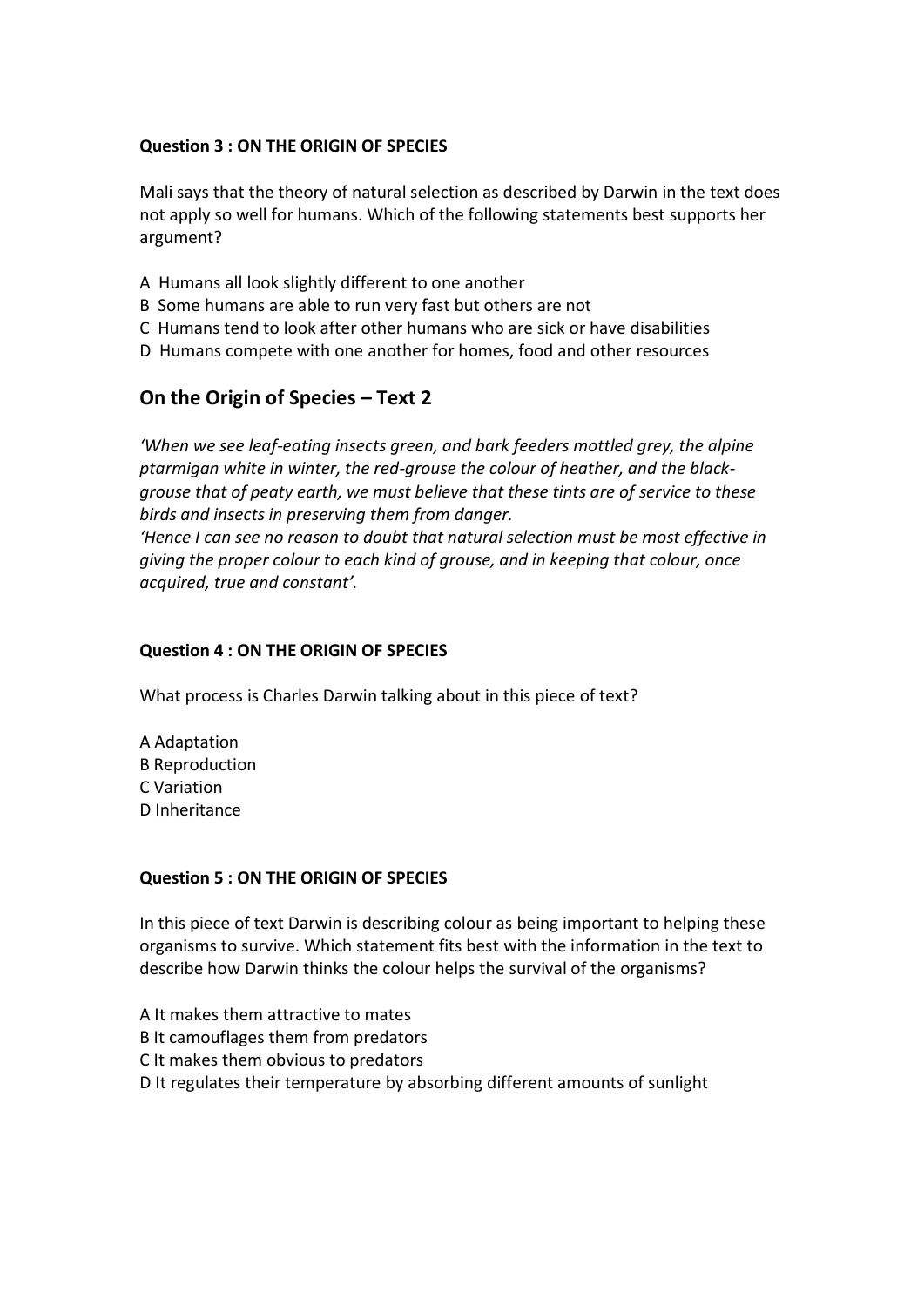**Question 3 : ON THE ORIGIN OF SPECIES**

Mali says that the theory of natural selection as described by Darwin in the text does not apply so well for humans. Which of the following statements best supports her argument?

A Humans all look slightly different to one another
B Some humans are able to run very fast but others are not
C Humans tend to look after other humans who are sick or have disabilities
D Humans compete with one another for homes, food and other resources

## On the Origin of Species – Text 2

*'When we see leaf-eating insects green, and bark feeders mottled grey, the alpine ptarmigan white in winter, the red-grouse the colour of heather, and the black-grouse that of peaty earth, we must believe that these tints are of service to these birds and insects in preserving them from danger.*
*'Hence I can see no reason to doubt that natural selection must be most effective in giving the proper colour to each kind of grouse, and in keeping that colour, once acquired, true and constant'.*

**Question 4 : ON THE ORIGIN OF SPECIES**

What process is Charles Darwin talking about in this piece of text?

A Adaptation
B Reproduction
C Variation
D Inheritance

**Question 5 : ON THE ORIGIN OF SPECIES**

In this piece of text Darwin is describing colour as being important to helping these organisms to survive. Which statement fits best with the information in the text to describe how Darwin thinks the colour helps the survival of the organisms?

A It makes them attractive to mates
B It camouflages them from predators
C It makes them obvious to predators
D It regulates their temperature by absorbing different amounts of sunlight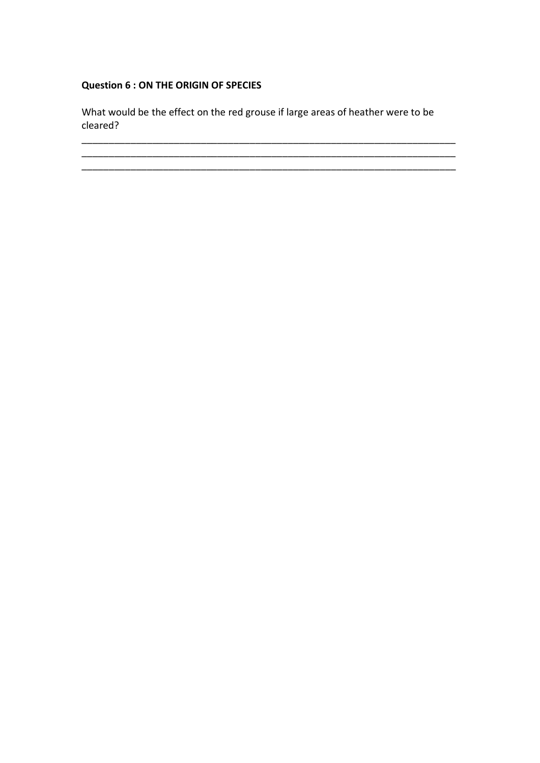**Question 6 : ON THE ORIGIN OF SPECIES**

What would be the effect on the red grouse if large areas of heather were to be cleared?

______________________________________________________________________________
______________________________________________________________________________
______________________________________________________________________________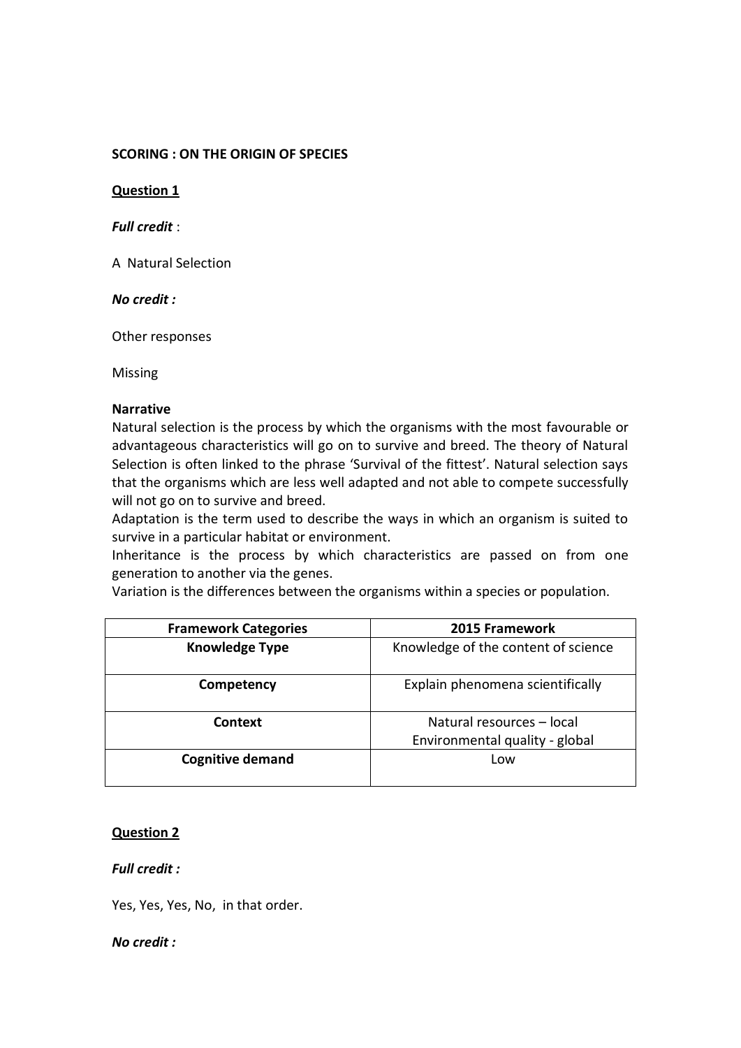**SCORING : ON THE ORIGIN OF SPECIES**

**Question 1**

***Full credit*** :

A  Natural Selection

***No credit :***

Other responses

Missing

**Narrative**

Natural selection is the process by which the organisms with the most favourable or advantageous characteristics will go on to survive and breed. The theory of Natural Selection is often linked to the phrase 'Survival of the fittest'. Natural selection says that the organisms which are less well adapted and not able to compete successfully will not go on to survive and breed.
Adaptation is the term used to describe the ways in which an organism is suited to survive in a particular habitat or environment.
Inheritance is the process by which characteristics are passed on from one generation to another via the genes.
Variation is the differences between the organisms within a species or population.

| Framework Categories | 2015 Framework |
|---|---|
| **Knowledge Type** | Knowledge of the content of science |
| **Competency** | Explain phenomena scientifically |
| **Context** | Natural resources – local<br>Environmental quality - global |
| **Cognitive demand** | Low |

**Question 2**

***Full credit :***

Yes, Yes, Yes, No,  in that order.

***No credit :***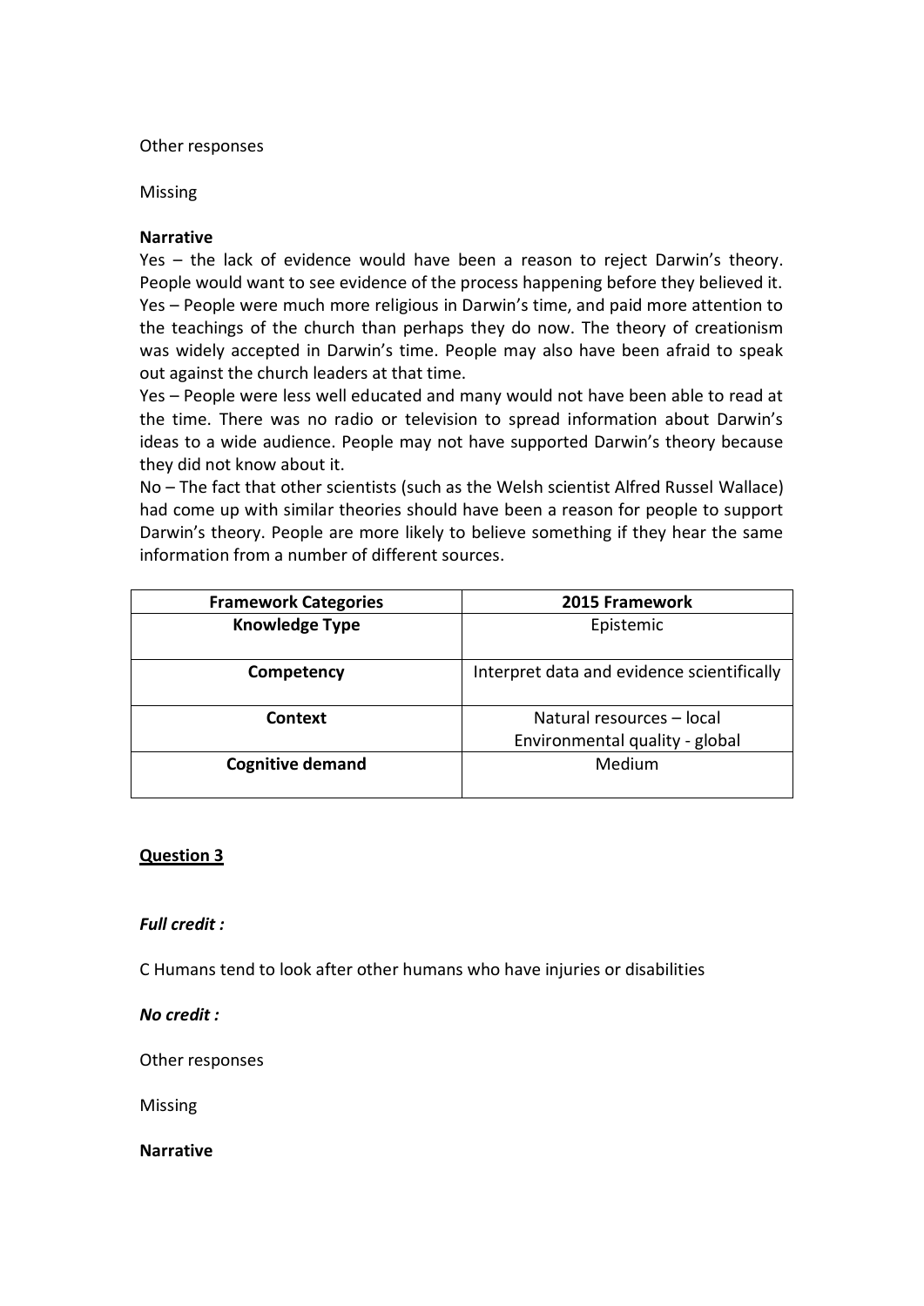Other responses

Missing

**Narrative**

Yes – the lack of evidence would have been a reason to reject Darwin's theory. People would want to see evidence of the process happening before they believed it.
Yes – People were much more religious in Darwin's time, and paid more attention to the teachings of the church than perhaps they do now. The theory of creationism was widely accepted in Darwin's time. People may also have been afraid to speak out against the church leaders at that time.
Yes – People were less well educated and many would not have been able to read at the time. There was no radio or television to spread information about Darwin's ideas to a wide audience. People may not have supported Darwin's theory because they did not know about it.
No – The fact that other scientists (such as the Welsh scientist Alfred Russel Wallace) had come up with similar theories should have been a reason for people to support Darwin's theory. People are more likely to believe something if they hear the same information from a number of different sources.

| Framework Categories | 2015 Framework |
|---|---|
| **Knowledge Type** | Epistemic |
| **Competency** | Interpret data and evidence scientifically |
| **Context** | Natural resources – local<br>Environmental quality - global |
| **Cognitive demand** | Medium |

**<u>Question 3</u>**

***Full credit :***

C Humans tend to look after other humans who have injuries or disabilities

***No credit :***

Other responses

Missing

**Narrative**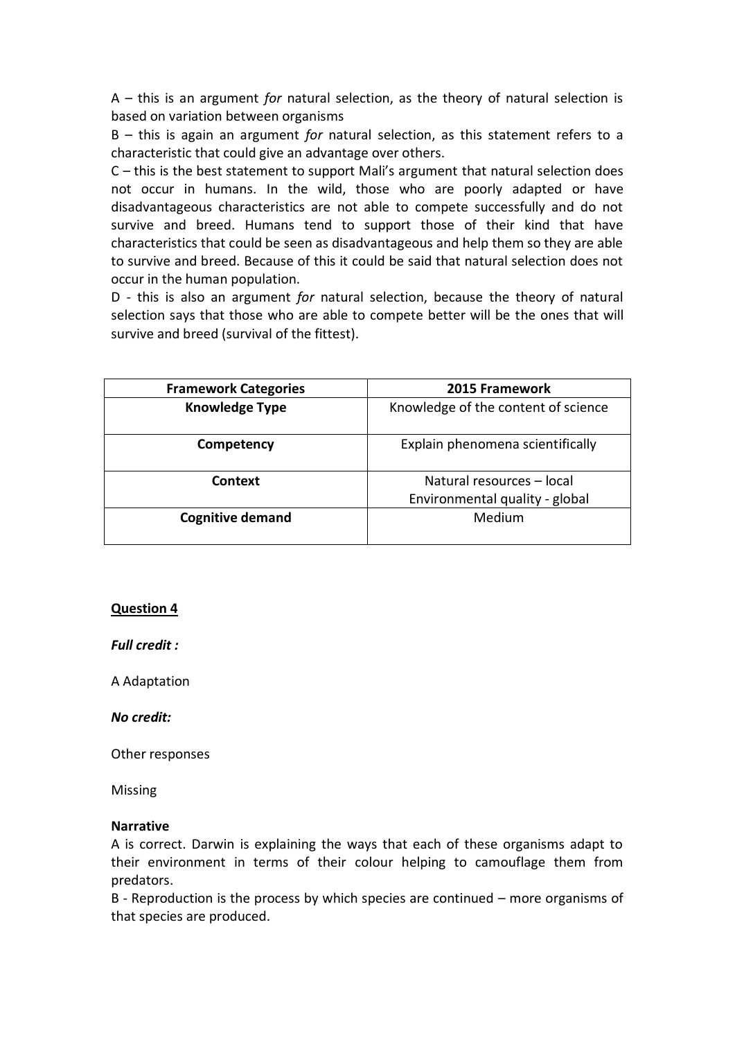A – this is an argument *for* natural selection, as the theory of natural selection is based on variation between organisms

B – this is again an argument *for* natural selection, as this statement refers to a characteristic that could give an advantage over others.

C – this is the best statement to support Mali's argument that natural selection does not occur in humans. In the wild, those who are poorly adapted or have disadvantageous characteristics are not able to compete successfully and do not survive and breed. Humans tend to support those of their kind that have characteristics that could be seen as disadvantageous and help them so they are able to survive and breed. Because of this it could be said that natural selection does not occur in the human population.

D - this is also an argument *for* natural selection, because the theory of natural selection says that those who are able to compete better will be the ones that will survive and breed (survival of the fittest).

| Framework Categories | 2015 Framework |
|---|---|
| **Knowledge Type** | Knowledge of the content of science |
| **Competency** | Explain phenomena scientifically |
| **Context** | Natural resources – local<br>Environmental quality - global |
| **Cognitive demand** | Medium |

## Question 4

***Full credit :***

A Adaptation

***No credit:***

Other responses

Missing

**Narrative**

A is correct. Darwin is explaining the ways that each of these organisms adapt to their environment in terms of their colour helping to camouflage them from predators.

B - Reproduction is the process by which species are continued – more organisms of that species are produced.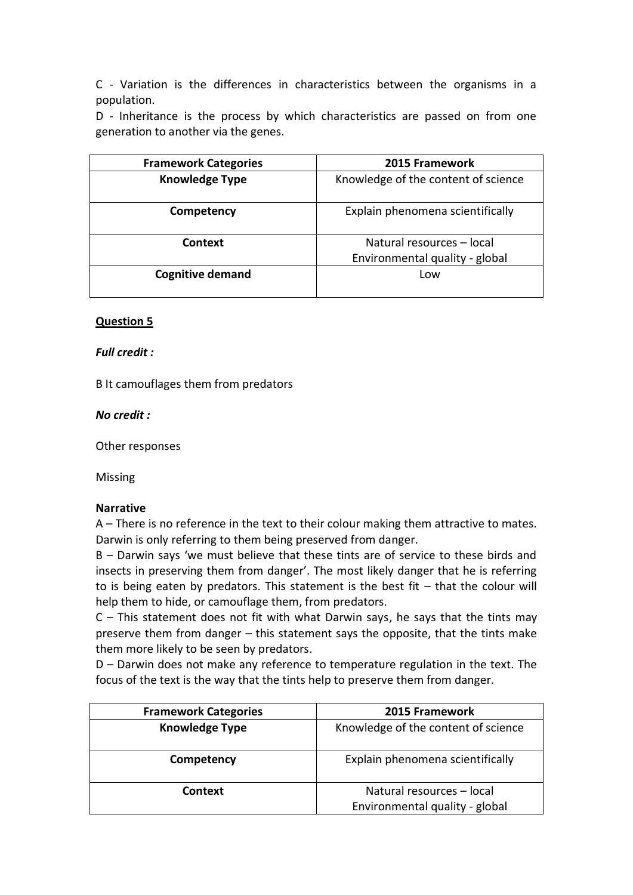C - Variation is the differences in characteristics between the organisms in a population.

D - Inheritance is the process by which characteristics are passed on from one generation to another via the genes.

| Framework Categories | 2015 Framework |
|---|---|
| **Knowledge Type** | Knowledge of the content of science |
| **Competency** | Explain phenomena scientifically |
| **Context** | Natural resources – local<br>Environmental quality - global |
| **Cognitive demand** | Low |

**Question 5**

***Full credit :***

B It camouflages them from predators

***No credit :***

Other responses

Missing

**Narrative**

A – There is no reference in the text to their colour making them attractive to mates. Darwin is only referring to them being preserved from danger.

B – Darwin says 'we must believe that these tints are of service to these birds and insects in preserving them from danger'. The most likely danger that he is referring to is being eaten by predators. This statement is the best fit – that the colour will help them to hide, or camouflage them, from predators.

C – This statement does not fit with what Darwin says, he says that the tints may preserve them from danger – this statement says the opposite, that the tints make them more likely to be seen by predators.

D – Darwin does not make any reference to temperature regulation in the text. The focus of the text is the way that the tints help to preserve them from danger.

| Framework Categories | 2015 Framework |
|---|---|
| **Knowledge Type** | Knowledge of the content of science |
| **Competency** | Explain phenomena scientifically |
| **Context** | Natural resources – local<br>Environmental quality - global |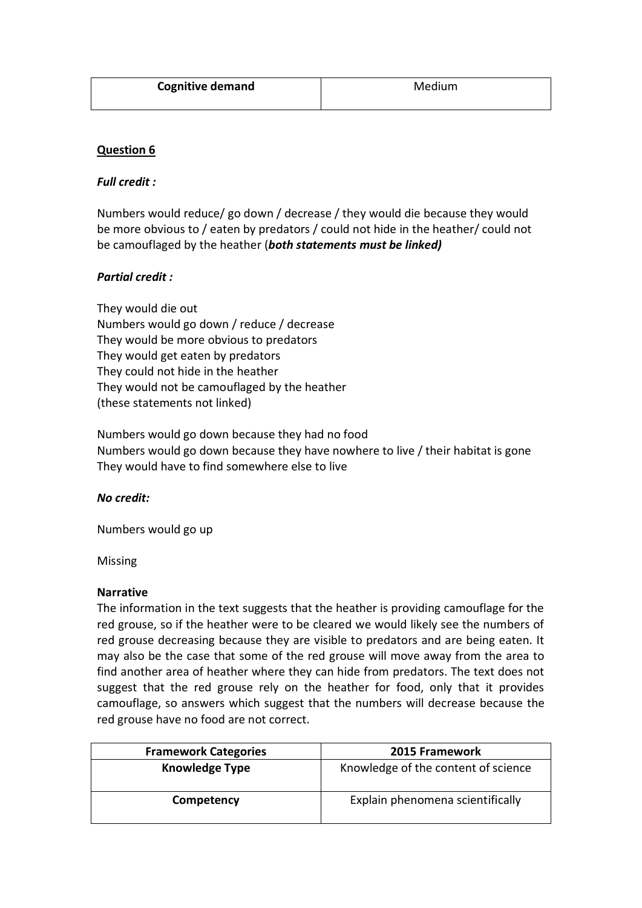| Cognitive demand | Medium |
|---|---|

**Question 6**

***Full credit :***

Numbers would reduce/ go down / decrease / they would die because they would be more obvious to / eaten by predators / could not hide in the heather/ could not be camouflaged by the heather (***both statements must be linked)***

***Partial credit :***

They would die out
Numbers would go down / reduce / decrease
They would be more obvious to predators
They would get eaten by predators
They could not hide in the heather
They would not be camouflaged by the heather
(these statements not linked)

Numbers would go down because they had no food
Numbers would go down because they have nowhere to live / their habitat is gone
They would have to find somewhere else to live

***No credit:***

Numbers would go up

Missing

**Narrative**

The information in the text suggests that the heather is providing camouflage for the red grouse, so if the heather were to be cleared we would likely see the numbers of red grouse decreasing because they are visible to predators and are being eaten. It may also be the case that some of the red grouse will move away from the area to find another area of heather where they can hide from predators. The text does not suggest that the red grouse rely on the heather for food, only that it provides camouflage, so answers which suggest that the numbers will decrease because the red grouse have no food are not correct.

| Framework Categories | 2015 Framework |
|---|---|
| **Knowledge Type** | Knowledge of the content of science |
| **Competency** | Explain phenomena scientifically |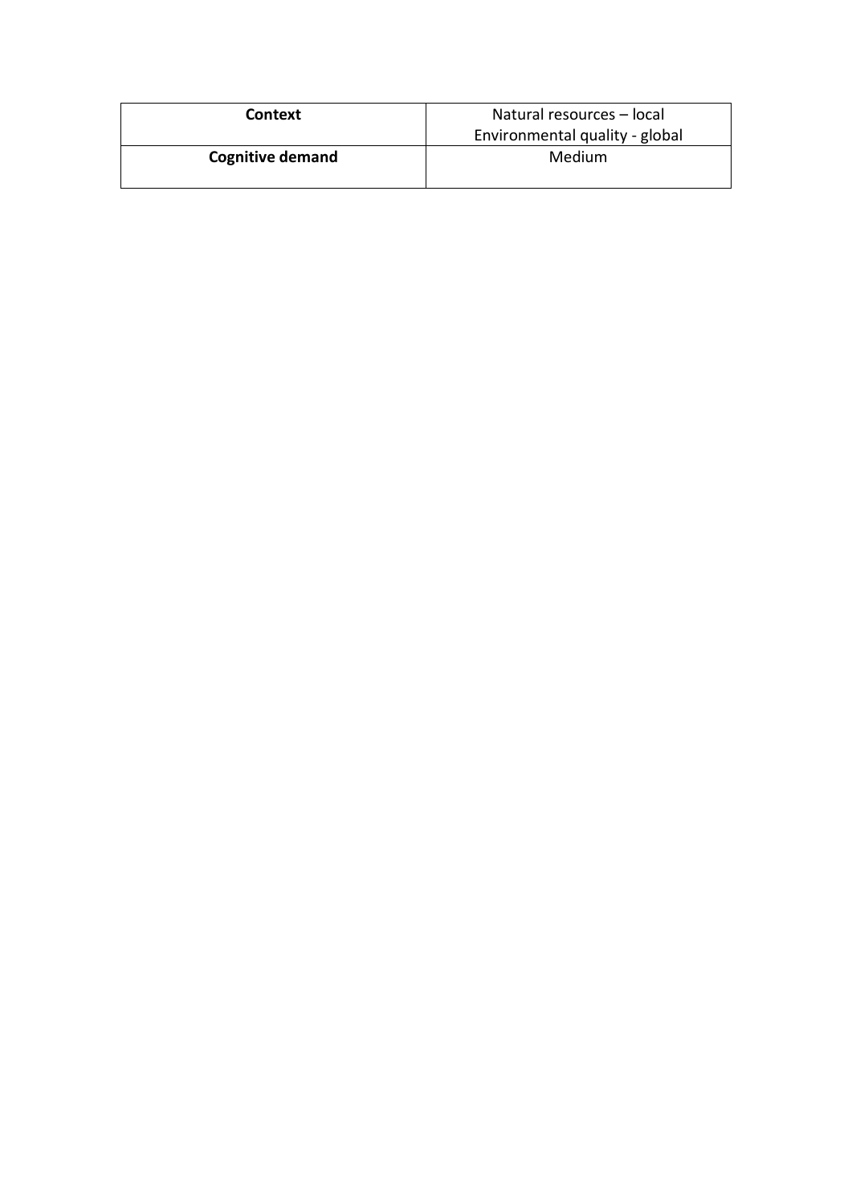| | |
|---|---|
| **Context** | Natural resources – local<br>Environmental quality - global |
| **Cognitive demand** | Medium |